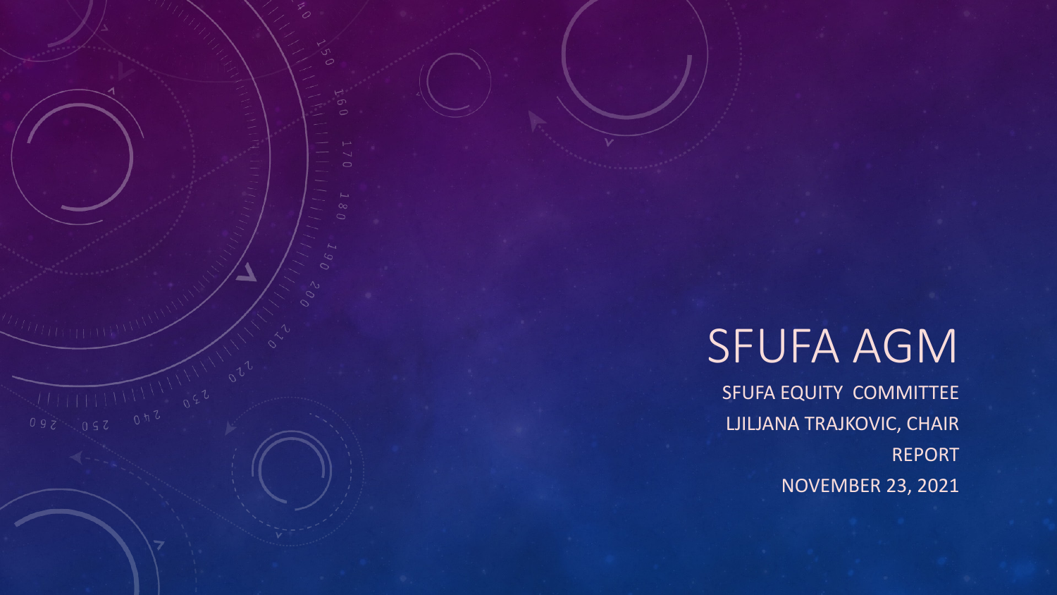# SFUFA AGM

SFUFA EQUITY COMMITTEE

LJILJANA TRAJKOVIC, CHAIR

REPORT

NOVEMBER 23, 2021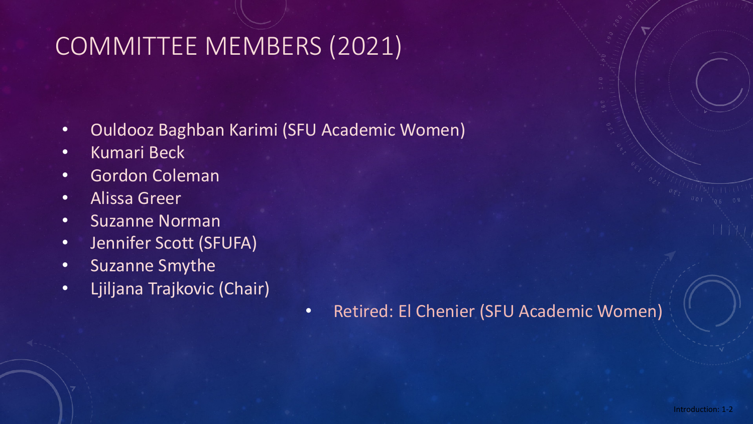# COMMITTEE MEMBERS (2021)

- Ouldooz Baghban Karimi (SFU Academic Women)
- Kumari Beck
- Gordon Coleman
- Alissa Greer
- Suzanne Norman
- Jennifer Scott (SFUFA)
- Suzanne Smythe
- Ljiljana Trajkovic (Chair)

- Retired: El Chenier (SFU Academic Women)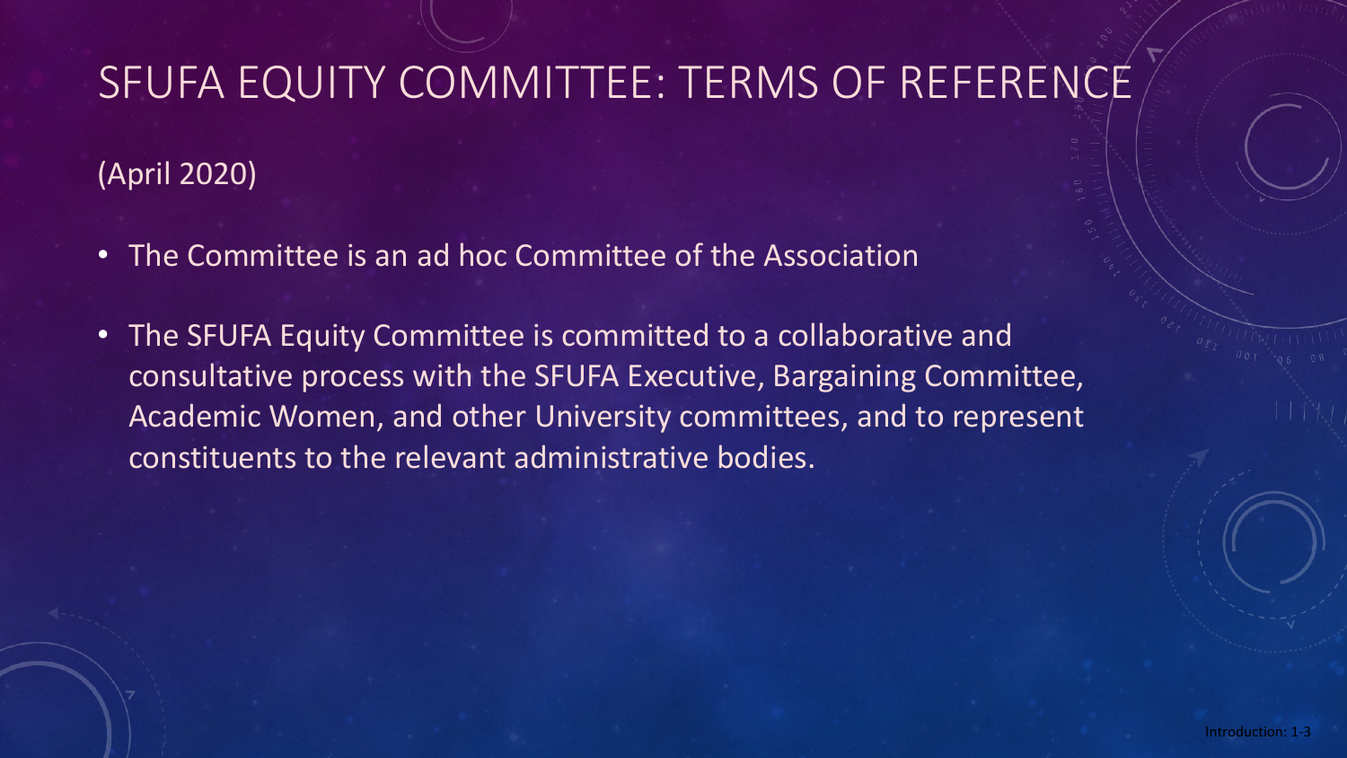# SFUFA EQUITY COMMITTEE: TERMS OF REFERENCE

(April 2020)

- The Committee is an ad hoc Committee of the Association
- The SFUFA Equity Committee is committed to a collaborative and consultative process with the SFUFA Executive, Bargaining Committee, Academic Women, and other University committees, and to represent constituents to the relevant administrative bodies.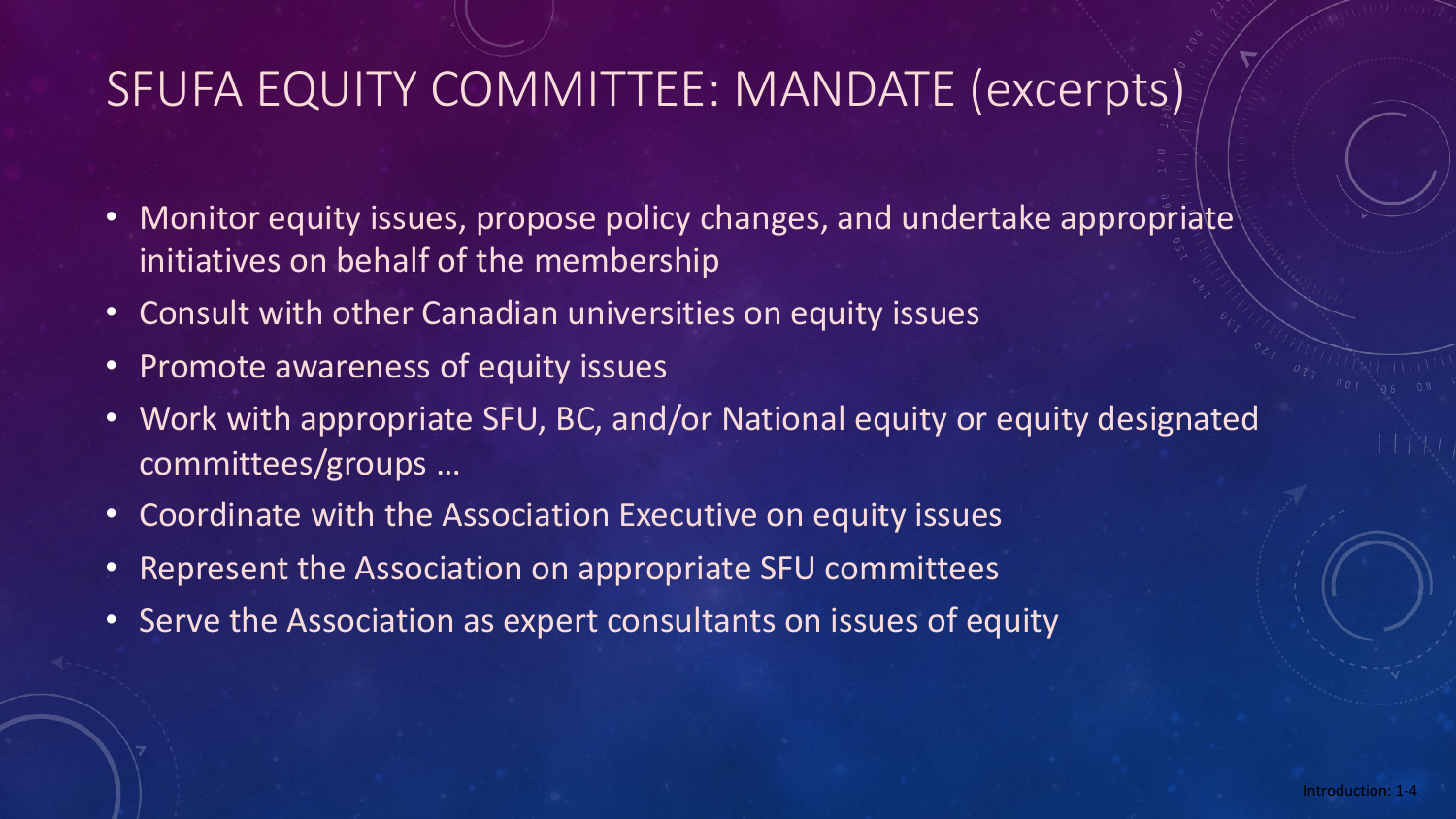# SFUFA EQUITY COMMITTEE: MANDATE (excerpts)

- Monitor equity issues, propose policy changes, and undertake appropriate initiatives on behalf of the membership
- Consult with other Canadian universities on equity issues
- Promote awareness of equity issues
- Work with appropriate SFU, BC, and/or National equity or equity designated committees/groups …
- Coordinate with the Association Executive on equity issues
- Represent the Association on appropriate SFU committees
- Serve the Association as expert consultants on issues of equity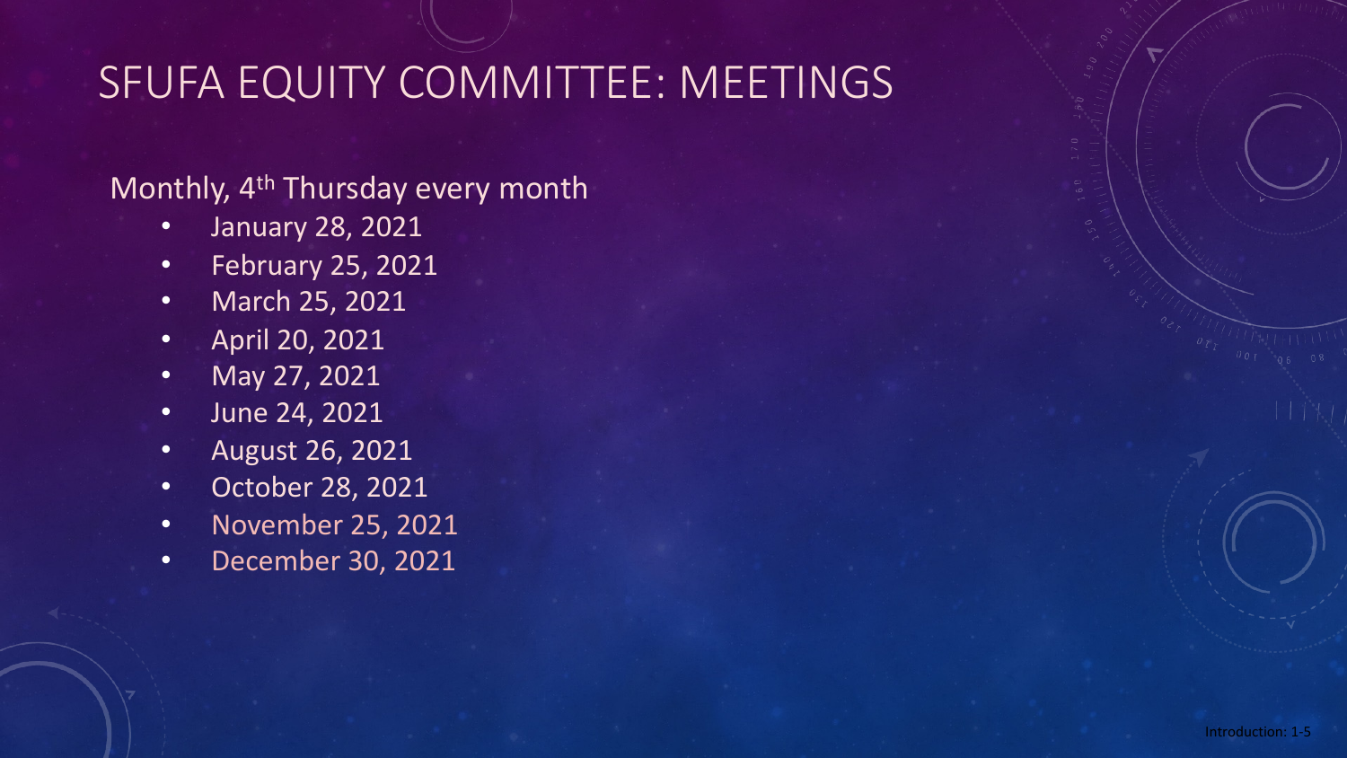# SFUFA EQUITY COMMITTEE: MEETINGS

Monthly, 4th Thursday every month

- January 28, 2021
- February 25, 2021
- March 25, 2021
- April 20, 2021
- May 27, 2021
- June 24, 2021
- August 26, 2021
- October 28, 2021
- November 25, 2021
- December 30, 2021

Introduction: 1-5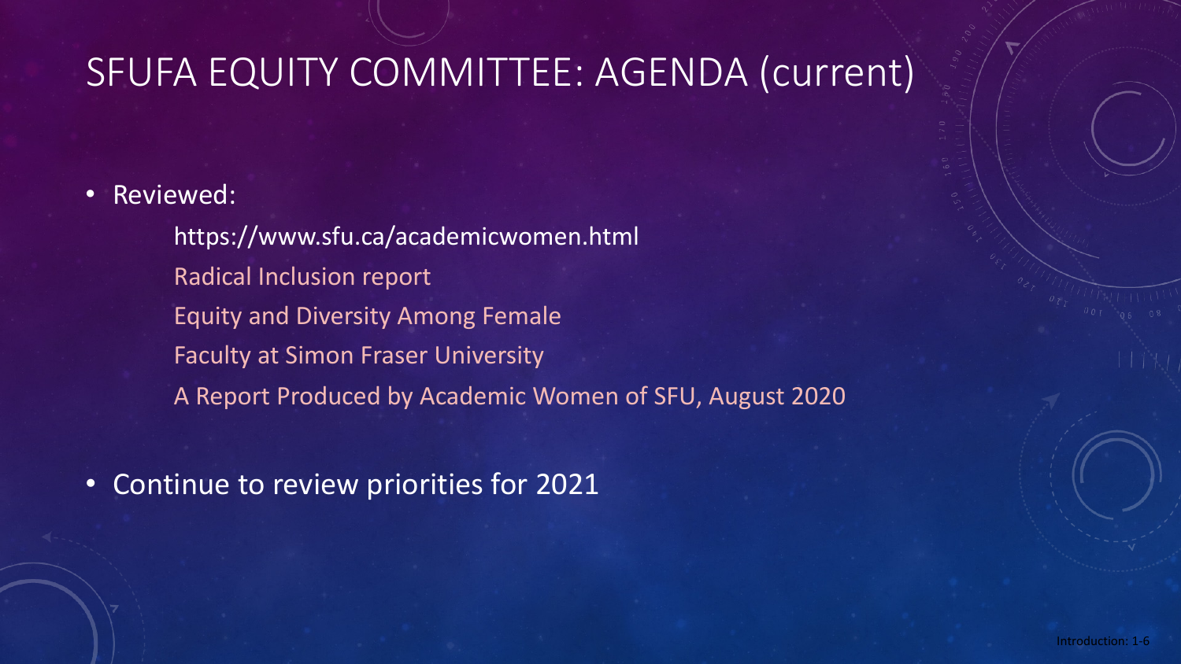# SFUFA EQUITY COMMITTEE: AGENDA (current)

- Reviewed:

  https://www.sfu.ca/academicwomen.html

  Radical Inclusion report

  Equity and Diversity Among Female

  Faculty at Simon Fraser University

  A Report Produced by Academic Women of SFU, August 2020

- Continue to review priorities for 2021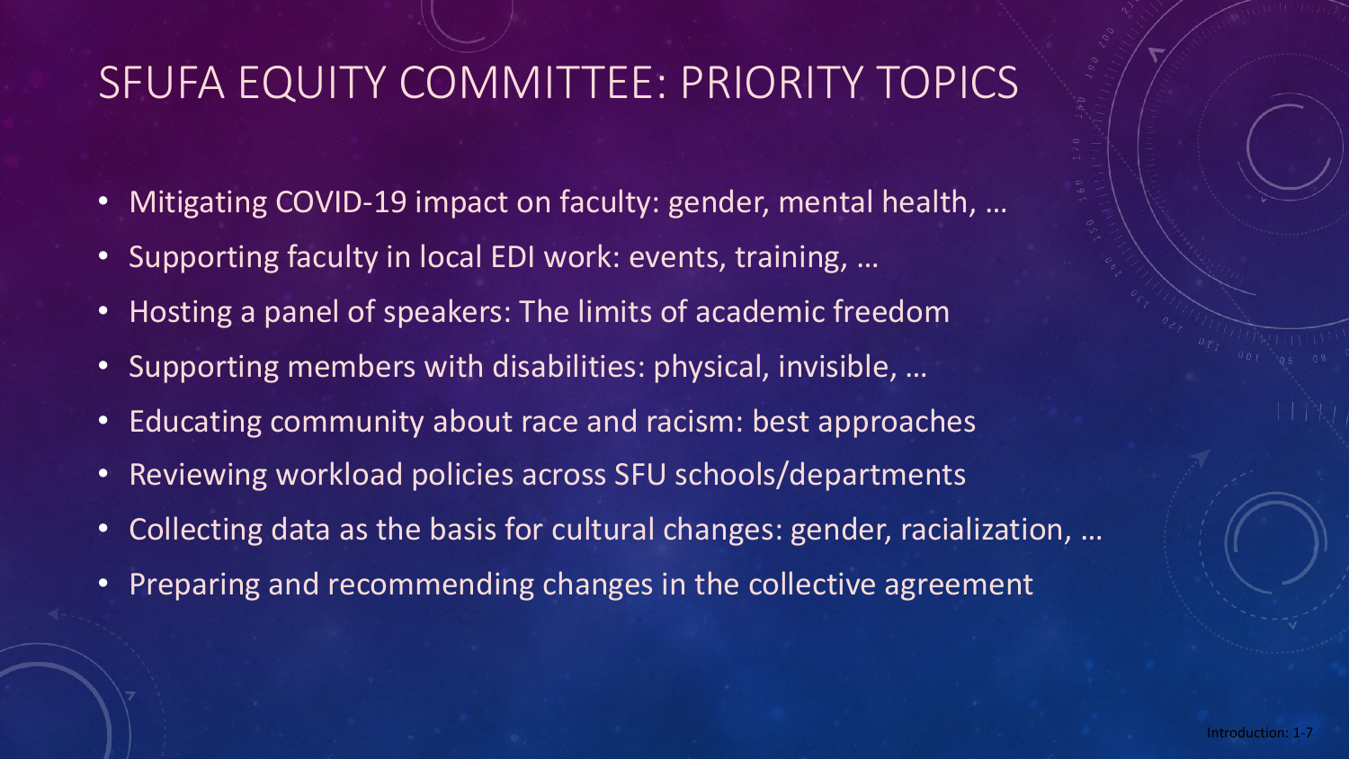# SFUFA EQUITY COMMITTEE: PRIORITY TOPICS

- Mitigating COVID-19 impact on faculty: gender, mental health, …
- Supporting faculty in local EDI work: events, training, …
- Hosting a panel of speakers: The limits of academic freedom
- Supporting members with disabilities: physical, invisible, …
- Educating community about race and racism: best approaches
- Reviewing workload policies across SFU schools/departments
- Collecting data as the basis for cultural changes: gender, racialization, …
- Preparing and recommending changes in the collective agreement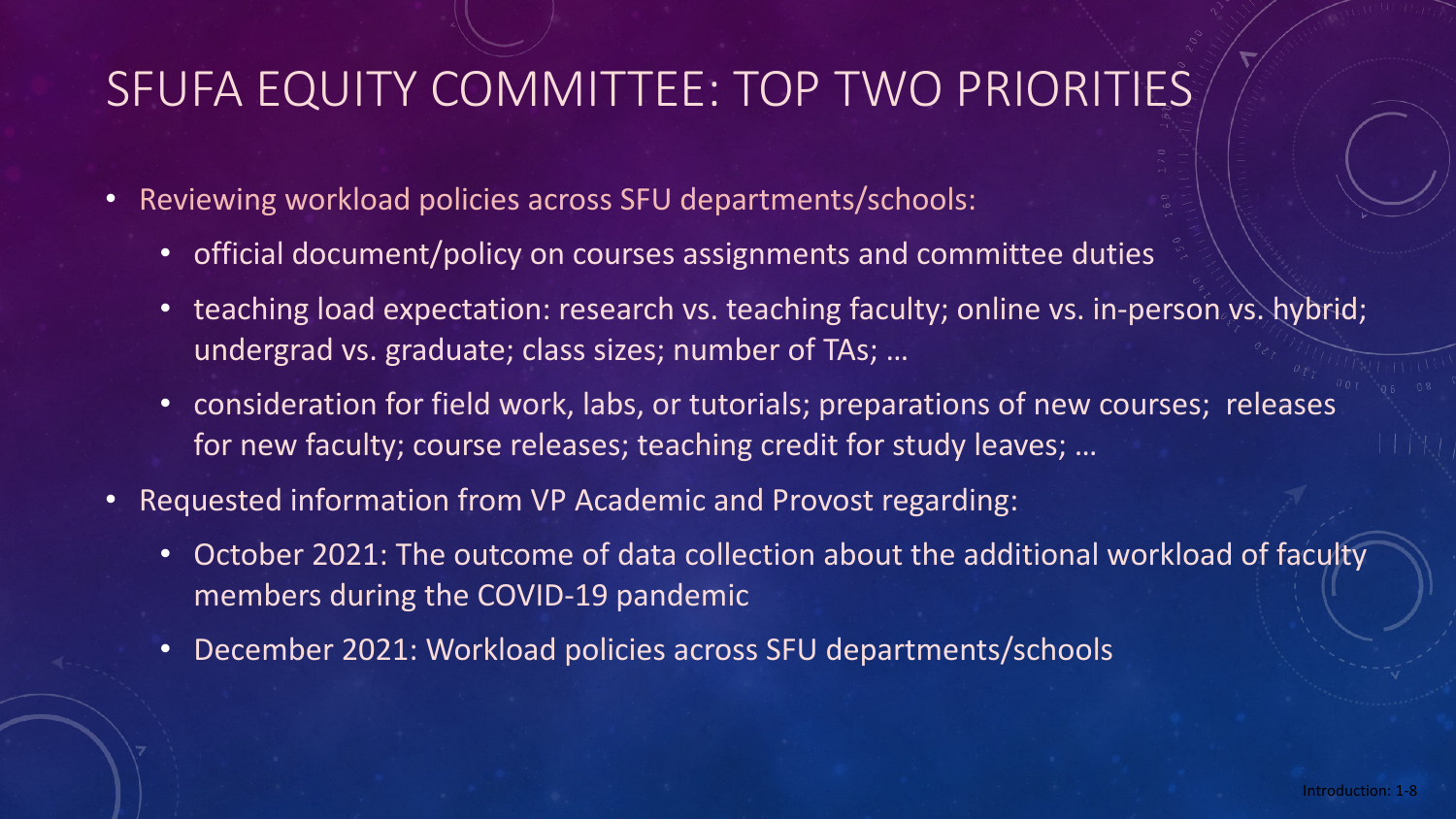# SFUFA EQUITY COMMITTEE: TOP TWO PRIORITIES

- Reviewing workload policies across SFU departments/schools:
  - official document/policy on courses assignments and committee duties
  - teaching load expectation: research vs. teaching faculty; online vs. in-person vs. hybrid; undergrad vs. graduate; class sizes; number of TAs; …
  - consideration for field work, labs, or tutorials; preparations of new courses; releases for new faculty; course releases; teaching credit for study leaves; …
- Requested information from VP Academic and Provost regarding:
  - October 2021: The outcome of data collection about the additional workload of faculty members during the COVID-19 pandemic
  - December 2021: Workload policies across SFU departments/schools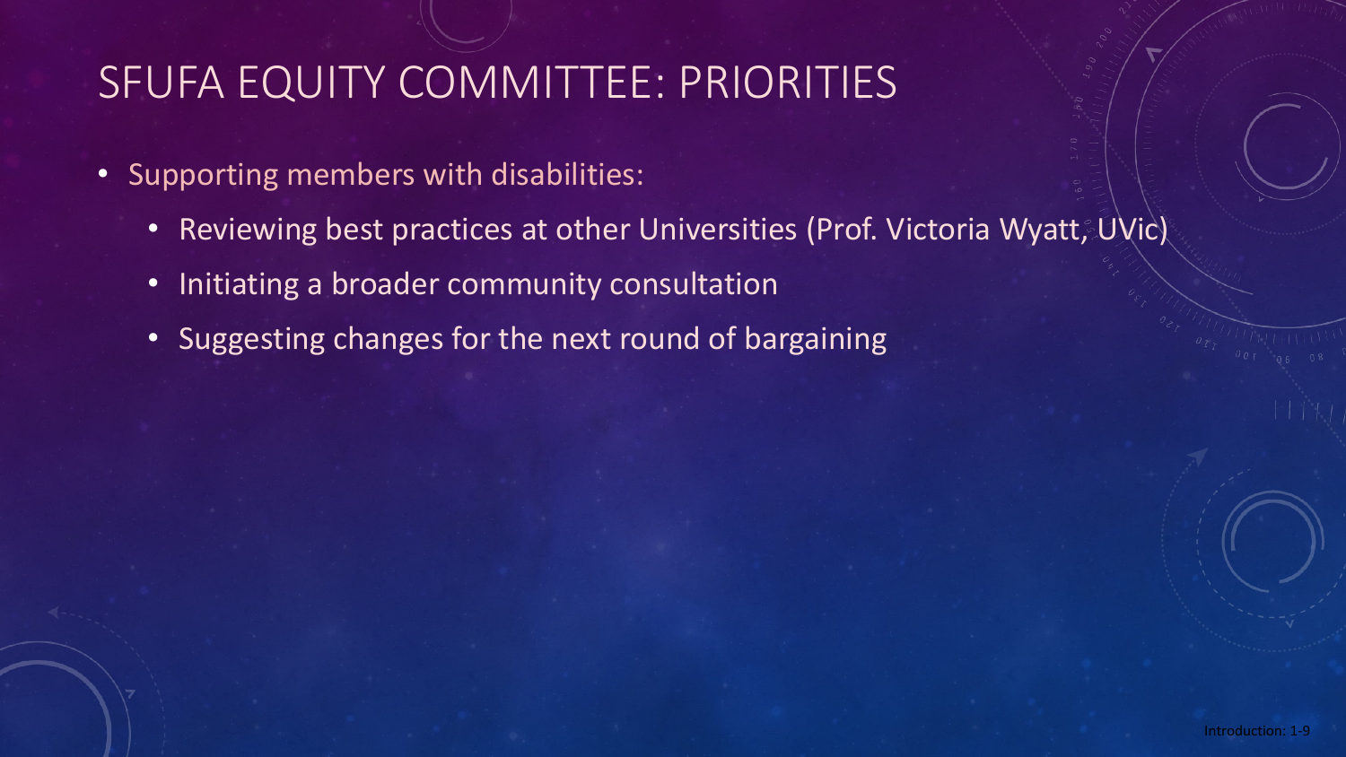# SFUFA EQUITY COMMITTEE: PRIORITIES

- Supporting members with disabilities:
  - Reviewing best practices at other Universities (Prof. Victoria Wyatt, UVic)
  - Initiating a broader community consultation
  - Suggesting changes for the next round of bargaining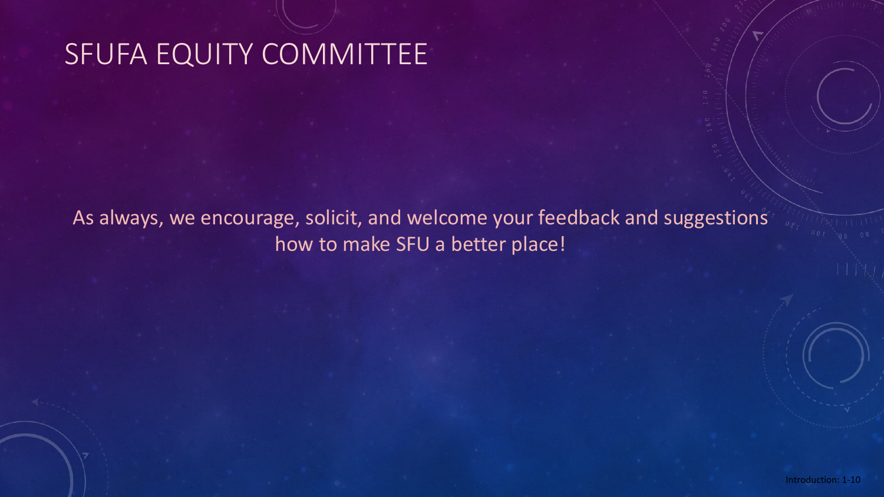# SFUFA EQUITY COMMITTEE

As always, we encourage, solicit, and welcome your feedback and suggestions how to make SFU a better place!